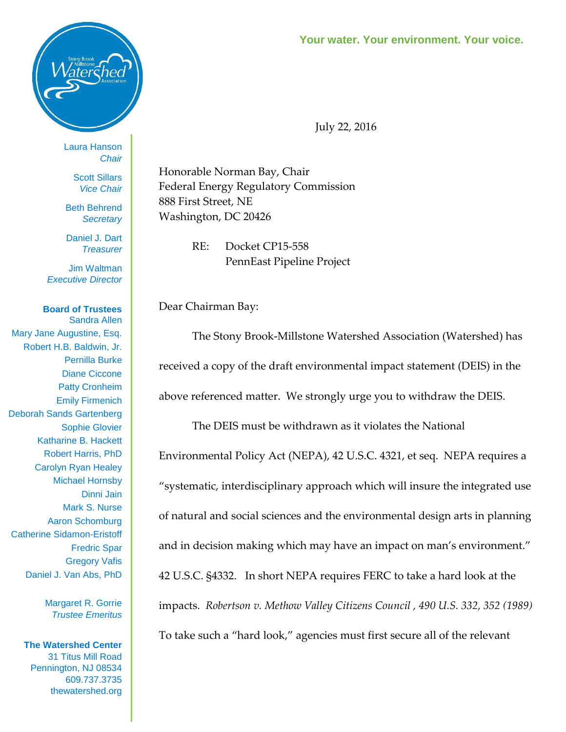**Your water. Your environment. Your voice.**

Laura Hanson
*Chair*

Scott Sillars
*Vice Chair*

Beth Behrend
*Secretary*

Daniel J. Dart
*Treasurer*

Jim Waltman
*Executive Director*

**Board of Trustees**
Sandra Allen
Mary Jane Augustine, Esq.
Robert H.B. Baldwin, Jr.
Pernilla Burke
Diane Ciccone
Patty Cronheim
Emily Firmenich
Deborah Sands Gartenberg
Sophie Glovier
Katharine B. Hackett
Robert Harris, PhD
Carolyn Ryan Healey
Michael Hornsby
Dinni Jain
Mark S. Nurse
Aaron Schomburg
Catherine Sidamon-Eristoff
Fredric Spar
Gregory Vafis
Daniel J. Van Abs, PhD

Margaret R. Gorrie
*Trustee Emeritus*

**The Watershed Center**
31 Titus Mill Road
Pennington, NJ 08534
609.737.3735
thewatershed.org

July 22, 2016

Honorable Norman Bay, Chair
Federal Energy Regulatory Commission
888 First Street, NE
Washington, DC 20426

RE: Docket CP15-558
PennEast Pipeline Project

Dear Chairman Bay:

The Stony Brook-Millstone Watershed Association (Watershed) has received a copy of the draft environmental impact statement (DEIS) in the above referenced matter. We strongly urge you to withdraw the DEIS.

The DEIS must be withdrawn as it violates the National Environmental Policy Act (NEPA), 42 U.S.C. 4321, et seq. NEPA requires a "systematic, interdisciplinary approach which will insure the integrated use of natural and social sciences and the environmental design arts in planning and in decision making which may have an impact on man's environment." 42 U.S.C. §4332. In short NEPA requires FERC to take a hard look at the impacts. *Robertson v. Methow Valley Citizens Council , 490 U.S. 332, 352 (1989)* To take such a "hard look," agencies must first secure all of the relevant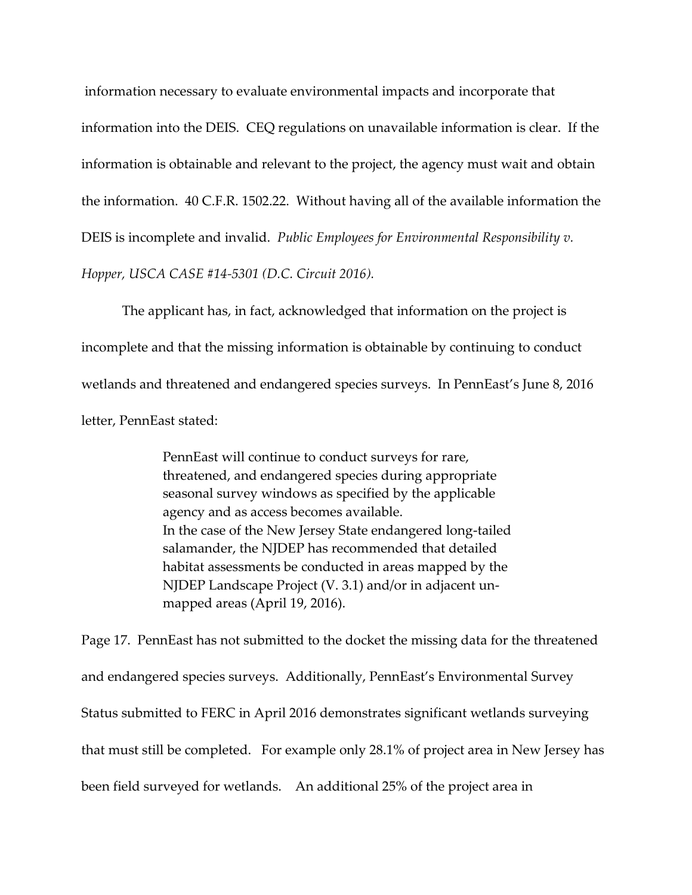information necessary to evaluate environmental impacts and incorporate that information into the DEIS. CEQ regulations on unavailable information is clear. If the information is obtainable and relevant to the project, the agency must wait and obtain the information. 40 C.F.R. 1502.22. Without having all of the available information the DEIS is incomplete and invalid. *Public Employees for Environmental Responsibility v. Hopper, USCA CASE #14-5301 (D.C. Circuit 2016).*

The applicant has, in fact, acknowledged that information on the project is incomplete and that the missing information is obtainable by continuing to conduct wetlands and threatened and endangered species surveys. In PennEast's June 8, 2016 letter, PennEast stated:

> PennEast will continue to conduct surveys for rare, threatened, and endangered species during appropriate seasonal survey windows as specified by the applicable agency and as access becomes available.
> In the case of the New Jersey State endangered long-tailed salamander, the NJDEP has recommended that detailed habitat assessments be conducted in areas mapped by the NJDEP Landscape Project (V. 3.1) and/or in adjacent un-mapped areas (April 19, 2016).

Page 17. PennEast has not submitted to the docket the missing data for the threatened and endangered species surveys. Additionally, PennEast's Environmental Survey Status submitted to FERC in April 2016 demonstrates significant wetlands surveying that must still be completed. For example only 28.1% of project area in New Jersey has been field surveyed for wetlands. An additional 25% of the project area in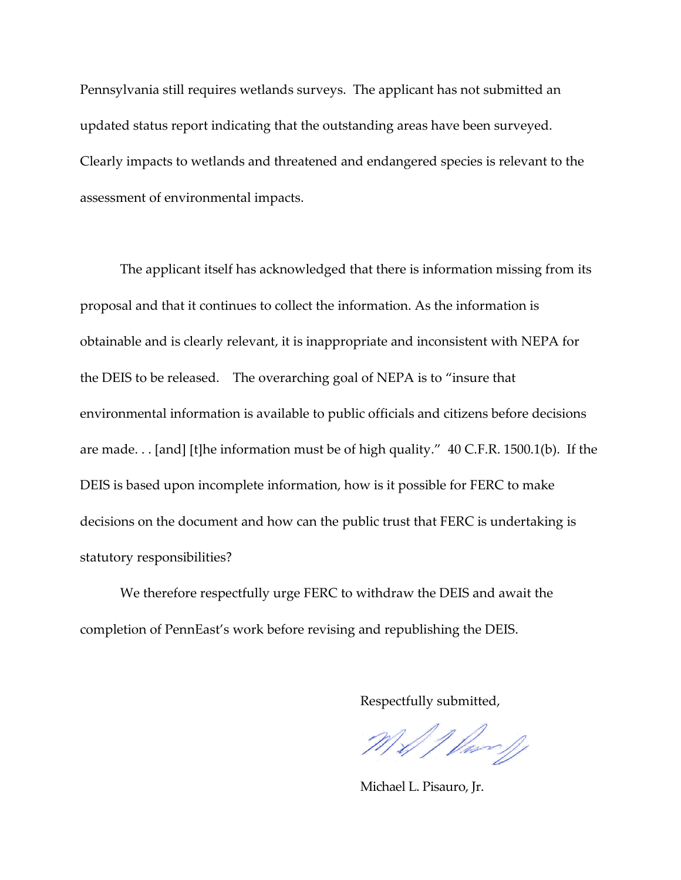Pennsylvania still requires wetlands surveys. The applicant has not submitted an updated status report indicating that the outstanding areas have been surveyed. Clearly impacts to wetlands and threatened and endangered species is relevant to the assessment of environmental impacts.

The applicant itself has acknowledged that there is information missing from its proposal and that it continues to collect the information. As the information is obtainable and is clearly relevant, it is inappropriate and inconsistent with NEPA for the DEIS to be released. The overarching goal of NEPA is to "insure that environmental information is available to public officials and citizens before decisions are made. . . [and] [t]he information must be of high quality." 40 C.F.R. 1500.1(b). If the DEIS is based upon incomplete information, how is it possible for FERC to make decisions on the document and how can the public trust that FERC is undertaking is statutory responsibilities?

We therefore respectfully urge FERC to withdraw the DEIS and await the completion of PennEast's work before revising and republishing the DEIS.

Respectfully submitted,

Michael L. Pisauro, Jr.